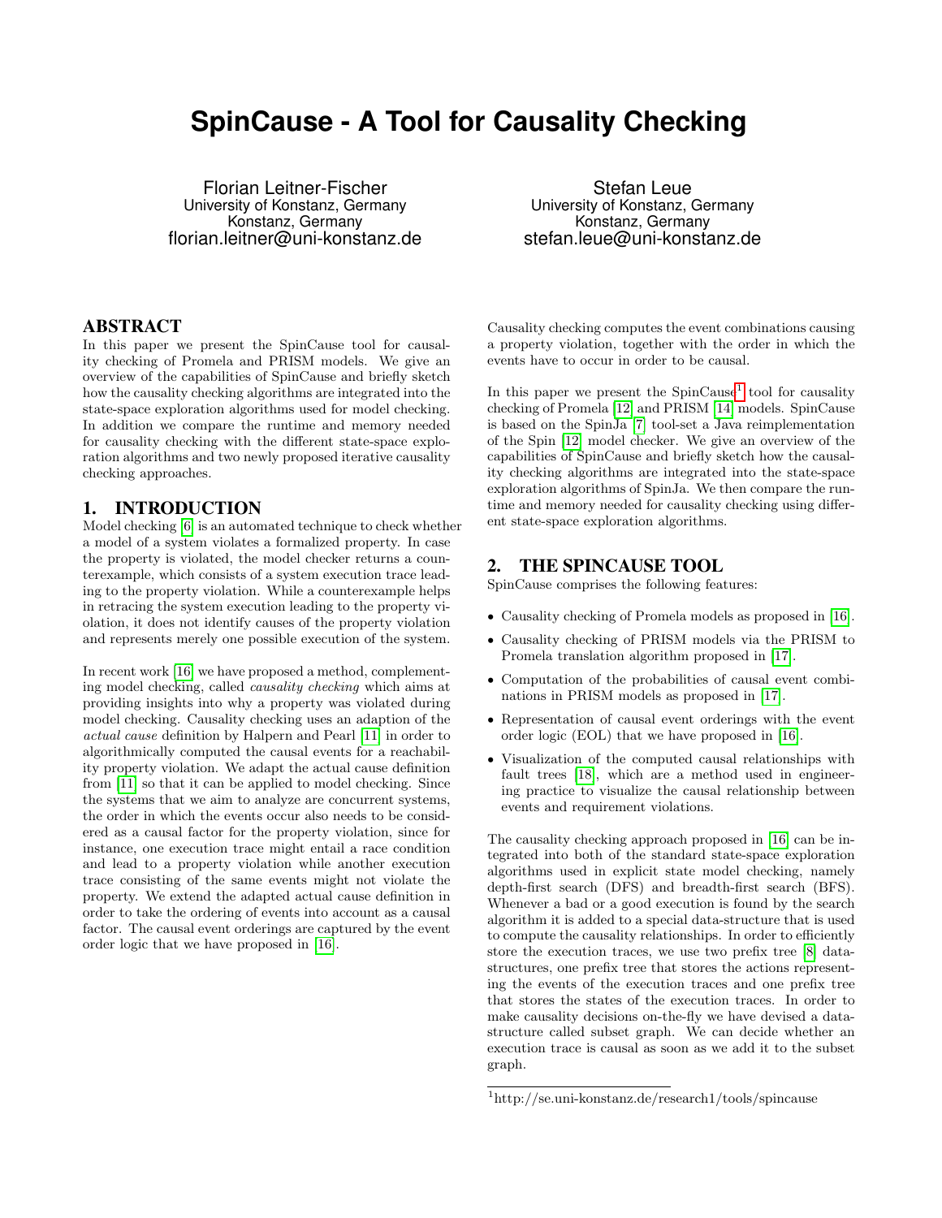# SpinCause - A Tool for Causality Checking

Florian Leitner-Fischer
University of Konstanz, Germany
Konstanz, Germany
florian.leitner@uni-konstanz.de

Stefan Leue
University of Konstanz, Germany
Konstanz, Germany
stefan.leue@uni-konstanz.de

## ABSTRACT

In this paper we present the SpinCause tool for causality checking of Promela and PRISM models. We give an overview of the capabilities of SpinCause and briefly sketch how the causality checking algorithms are integrated into the state-space exploration algorithms used for model checking. In addition we compare the runtime and memory needed for causality checking with the different state-space exploration algorithms and two newly proposed iterative causality checking approaches.

## 1. INTRODUCTION

Model checking [6] is an automated technique to check whether a model of a system violates a formalized property. In case the property is violated, the model checker returns a counterexample, which consists of a system execution trace leading to the property violation. While a counterexample helps in retracing the system execution leading to the property violation, it does not identify causes of the property violation and represents merely one possible execution of the system.

In recent work [16] we have proposed a method, complementing model checking, called *causality checking* which aims at providing insights into why a property was violated during model checking. Causality checking uses an adaption of the *actual cause* definition by Halpern and Pearl [11] in order to algorithmically computed the causal events for a reachability property violation. We adapt the actual cause definition from [11] so that it can be applied to model checking. Since the systems that we aim to analyze are concurrent systems, the order in which the events occur also needs to be considered as a causal factor for the property violation, since for instance, one execution trace might entail a race condition and lead to a property violation while another execution trace consisting of the same events might not violate the property. We extend the adapted actual cause definition in order to take the ordering of events into account as a causal factor. The causal event orderings are captured by the event order logic that we have proposed in [16].

Causality checking computes the event combinations causing a property violation, together with the order in which the events have to occur in order to be causal.

In this paper we present the SpinCause[1] tool for causality checking of Promela [12] and PRISM [14] models. SpinCause is based on the SpinJa [7] tool-set a Java reimplementation of the Spin [12] model checker. We give an overview of the capabilities of SpinCause and briefly sketch how the causality checking algorithms are integrated into the state-space exploration algorithms of SpinJa. We then compare the runtime and memory needed for causality checking using different state-space exploration algorithms.

## 2. THE SPINCAUSE TOOL

SpinCause comprises the following features:

- Causality checking of Promela models as proposed in [16].
- Causality checking of PRISM models via the PRISM to Promela translation algorithm proposed in [17].
- Computation of the probabilities of causal event combinations in PRISM models as proposed in [17].
- Representation of causal event orderings with the event order logic (EOL) that we have proposed in [16].
- Visualization of the computed causal relationships with fault trees [18], which are a method used in engineering practice to visualize the causal relationship between events and requirement violations.

The causality checking approach proposed in [16] can be integrated into both of the standard state-space exploration algorithms used in explicit state model checking, namely depth-first search (DFS) and breadth-first search (BFS). Whenever a bad or a good execution is found by the search algorithm it is added to a special data-structure that is used to compute the causality relationships. In order to efficiently store the execution traces, we use two prefix tree [8] data-structures, one prefix tree that stores the actions representing the events of the execution traces and one prefix tree that stores the states of the execution traces. In order to make causality decisions on-the-fly we have devised a data-structure called subset graph. We can decide whether an execution trace is causal as soon as we add it to the subset graph.

[1] http://se.uni-konstanz.de/research1/tools/spincause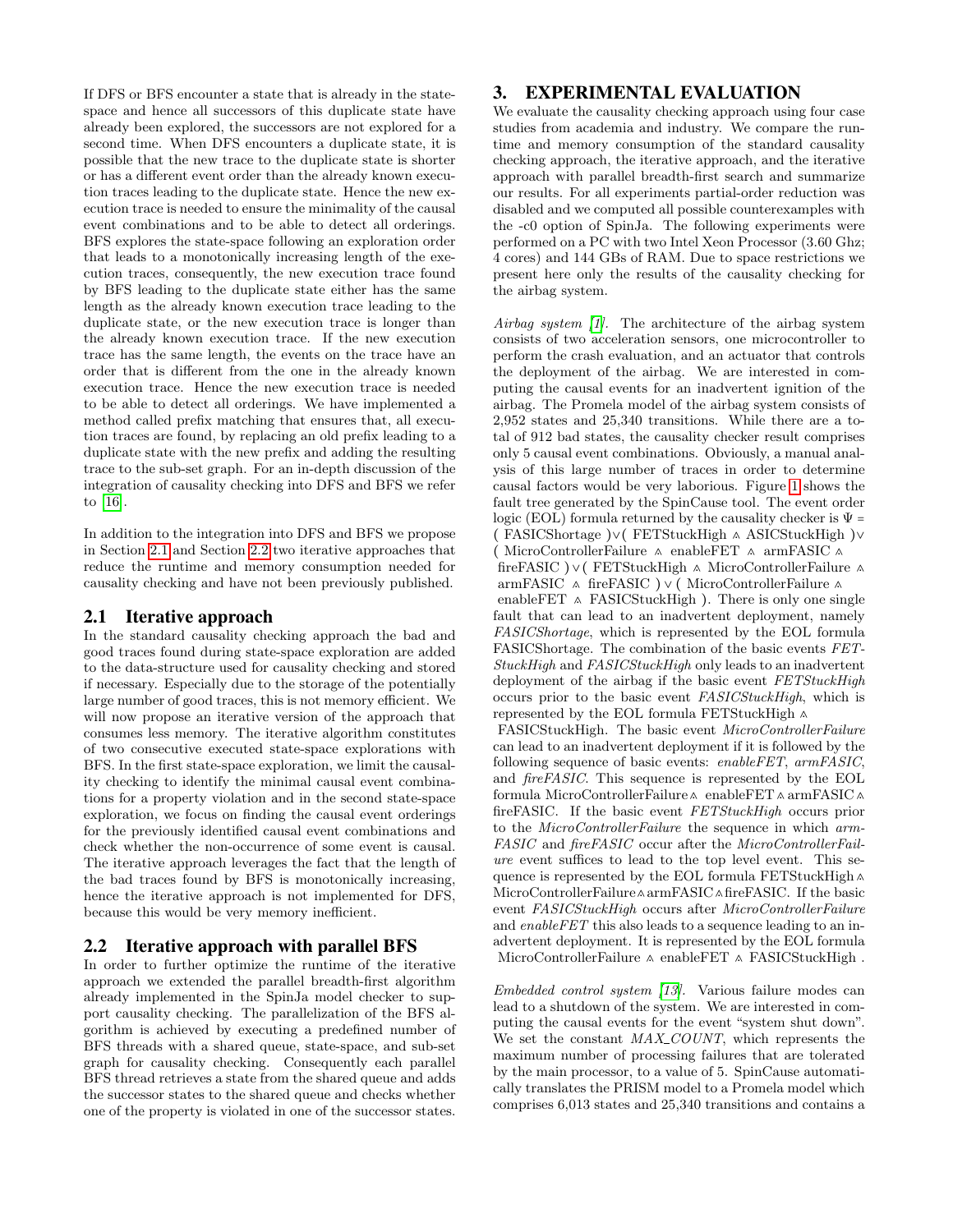If DFS or BFS encounter a state that is already in the state-space and hence all successors of this duplicate state have already been explored, the successors are not explored for a second time. When DFS encounters a duplicate state, it is possible that the new trace to the duplicate state is shorter or has a different event order than the already known execution traces leading to the duplicate state. Hence the new execution trace is needed to ensure the minimality of the causal event combinations and to be able to detect all orderings. BFS explores the state-space following an exploration order that leads to a monotonically increasing length of the execution traces, consequently, the new execution trace found by BFS leading to the duplicate state either has the same length as the already known execution trace leading to the duplicate state, or the new execution trace is longer than the already known execution trace. If the new execution trace has the same length, the events on the trace have an order that is different from the one in the already known execution trace. Hence the new execution trace is needed to be able to detect all orderings. We have implemented a method called prefix matching that ensures that, all execution traces are found, by replacing an old prefix leading to a duplicate state with the new prefix and adding the resulting trace to the sub-set graph. For an in-depth discussion of the integration of causality checking into DFS and BFS we refer to [16].

In addition to the integration into DFS and BFS we propose in Section 2.1 and Section 2.2 two iterative approaches that reduce the runtime and memory consumption needed for causality checking and have not been previously published.

## 2.1 Iterative approach

In the standard causality checking approach the bad and good traces found during state-space exploration are added to the data-structure used for causality checking and stored if necessary. Especially due to the storage of the potentially large number of good traces, this is not memory efficient. We will now propose an iterative version of the approach that consumes less memory. The iterative algorithm constitutes of two consecutive executed state-space explorations with BFS. In the first state-space exploration, we limit the causality checking to identify the minimal causal event combinations for a property violation and in the second state-space exploration, we focus on finding the causal event orderings for the previously identified causal event combinations and check whether the non-occurrence of some event is causal. The iterative approach leverages the fact that the length of the bad traces found by BFS is monotonically increasing, hence the iterative approach is not implemented for DFS, because this would be very memory inefficient.

## 2.2 Iterative approach with parallel BFS

In order to further optimize the runtime of the iterative approach we extended the parallel breadth-first algorithm already implemented in the SpinJa model checker to support causality checking. The parallelization of the BFS algorithm is achieved by executing a predefined number of BFS threads with a shared queue, state-space, and sub-set graph for causality checking. Consequently each parallel BFS thread retrieves a state from the shared queue and adds the successor states to the shared queue and checks whether one of the property is violated in one of the successor states.

# 3. EXPERIMENTAL EVALUATION

We evaluate the causality checking approach using four case studies from academia and industry. We compare the runtime and memory consumption of the standard causality checking approach, the iterative approach, and the iterative approach with parallel breadth-first search and summarize our results. For all experiments partial-order reduction was disabled and we computed all possible counterexamples with the -c0 option of SpinJa. The following experiments were performed on a PC with two Intel Xeon Processor (3.60 Ghz; 4 cores) and 144 GBs of RAM. Due to space restrictions we present here only the results of the causality checking for the airbag system.

*Airbag system [1].* The architecture of the airbag system consists of two acceleration sensors, one microcontroller to perform the crash evaluation, and an actuator that controls the deployment of the airbag. We are interested in computing the causal events for an inadvertent ignition of the airbag. The Promela model of the airbag system consists of 2,952 states and 25,340 transitions. While there are a total of 912 bad states, the causality checker result comprises only 5 causal event combinations. Obviously, a manual analysis of this large number of traces in order to determine causal factors would be very laborious. Figure 1 shows the fault tree generated by the SpinCause tool. The event order logic (EOL) formula returned by the causality checker is $\Psi =$ ( FASICShortage ) $\vee$ ( FETStuckHigh $\wedge$ ASICStuckHigh ) $\vee$ ( MicroControllerFailure $\wedge$ enableFET $\wedge$ armFASIC $\wedge$ fireFASIC ) $\vee$ ( FETStuckHigh $\wedge$ MicroControllerFailure $\wedge$ armFASIC $\wedge$ fireFASIC ) $\vee$ ( MicroControllerFailure $\wedge$ enableFET $\wedge$ FASICStuckHigh ). There is only one single fault that can lead to an inadvertent deployment, namely *FASICShortage*, which is represented by the EOL formula FASICShortage. The combination of the basic events *FETStuckHigh* and *FASICStuckHigh* only leads to an inadvertent deployment of the airbag if the basic event *FETStuckHigh* occurs prior to the basic event *FASICStuckHigh*, which is represented by the EOL formula FETStuckHigh $\wedge$ FASICStuckHigh. The basic event *MicroControllerFailure* can lead to an inadvertent deployment if it is followed by the following sequence of basic events: *enableFET*, *armFASIC*, and *fireFASIC*. This sequence is represented by the EOL formula MicroControllerFailure $\wedge$ enableFET $\wedge$ armFASIC $\wedge$ fireFASIC. If the basic event *FETStuckHigh* occurs prior to the *MicroControllerFailure* the sequence in which *armFASIC* and *fireFASIC* occur after the *MicroControllerFailure* event suffices to lead to the top level event. This sequence is represented by the EOL formula FETStuckHigh $\wedge$ MicroControllerFailure $\wedge$ armFASIC $\wedge$ fireFASIC. If the basic event *FASICStuckHigh* occurs after *MicroControllerFailure* and *enableFET* this also leads to a sequence leading to an inadvertent deployment. It is represented by the EOL formula MicroControllerFailure $\wedge$ enableFET $\wedge$ FASICStuckHigh .

*Embedded control system [13].* Various failure modes can lead to a shutdown of the system. We are interested in computing the causal events for the event "system shut down". We set the constant *MAX_COUNT*, which represents the maximum number of processing failures that are tolerated by the main processor, to a value of 5. SpinCause automatically translates the PRISM model to a Promela model which comprises 6,013 states and 25,340 transitions and contains a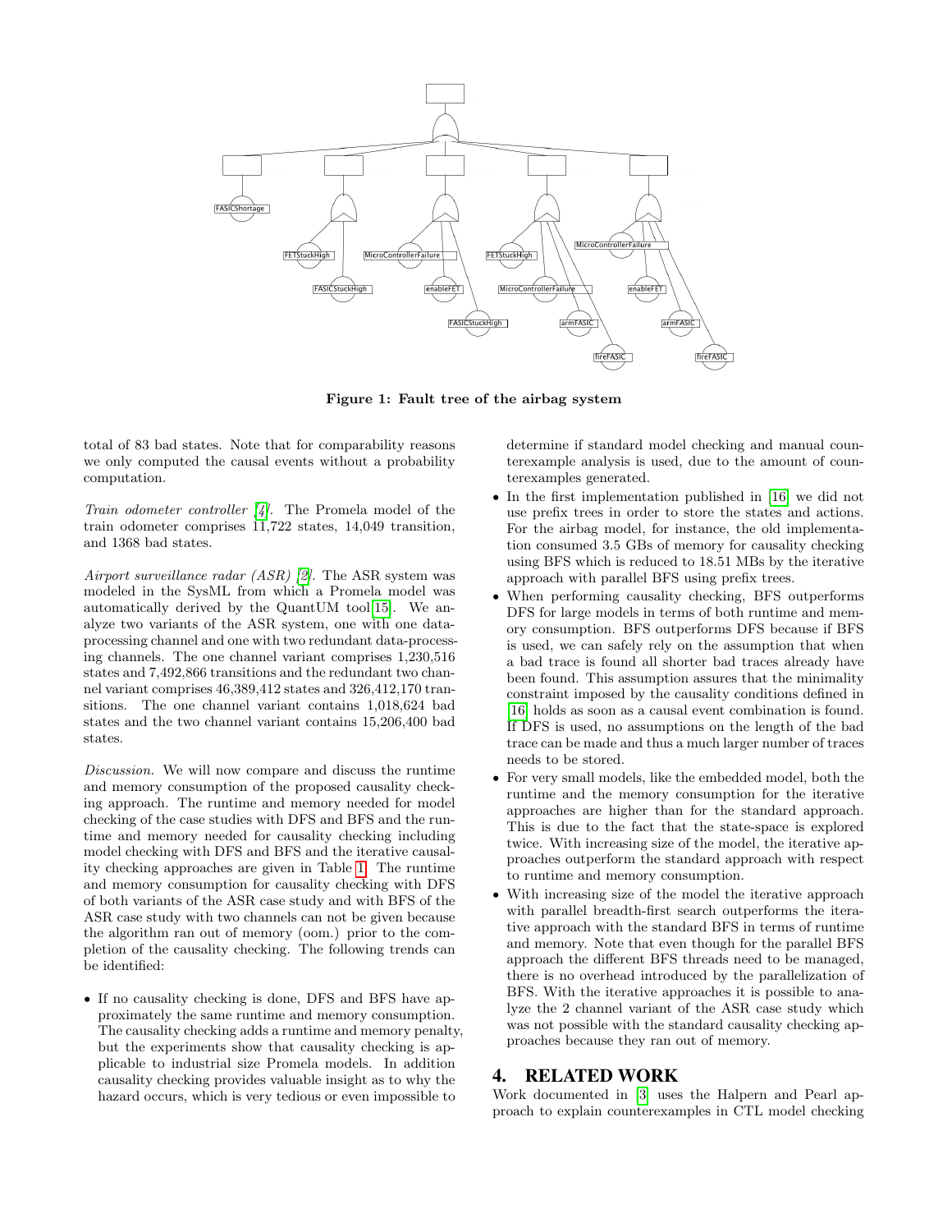Figure 1: Fault tree of the airbag system

total of 83 bad states. Note that for comparability reasons we only computed the causal events without a probability computation.

*Train odometer controller [4].* The Promela model of the train odometer comprises 11,722 states, 14,049 transition, and 1368 bad states.

*Airport surveillance radar (ASR) [2].* The ASR system was modeled in the SysML from which a Promela model was automatically derived by the QuantUM tool[15]. We analyze two variants of the ASR system, one with one data-processing channel and one with two redundant data-processing channels. The one channel variant comprises 1,230,516 states and 7,492,866 transitions and the redundant two channel variant comprises 46,389,412 states and 326,412,170 transitions. The one channel variant contains 1,018,624 bad states and the two channel variant contains 15,206,400 bad states.

*Discussion.* We will now compare and discuss the runtime and memory consumption of the proposed causality checking approach. The runtime and memory needed for model checking of the case studies with DFS and BFS and the runtime and memory needed for causality checking including model checking with DFS and BFS and the iterative causality checking approaches are given in Table 1. The runtime and memory consumption for causality checking with DFS of both variants of the ASR case study and with BFS of the ASR case study with two channels can not be given because the algorithm ran out of memory (oom.) prior to the completion of the causality checking. The following trends can be identified:

- If no causality checking is done, DFS and BFS have approximately the same runtime and memory consumption. The causality checking adds a runtime and memory penalty, but the experiments show that causality checking is applicable to industrial size Promela models. In addition causality checking provides valuable insight as to why the hazard occurs, which is very tedious or even impossible to determine if standard model checking and manual counterexample analysis is used, due to the amount of counterexamples generated.
- In the first implementation published in [16] we did not use prefix trees in order to store the states and actions. For the airbag model, for instance, the old implementation consumed 3.5 GBs of memory for causality checking using BFS which is reduced to 18.51 MBs by the iterative approach with parallel BFS using prefix trees.
- When performing causality checking, BFS outperforms DFS for large models in terms of both runtime and memory consumption. BFS outperforms DFS because if BFS is used, we can safely rely on the assumption that when a bad trace is found all shorter bad traces already have been found. This assumption assures that the minimality constraint imposed by the causality conditions defined in [16] holds as soon as a causal event combination is found. If DFS is used, no assumptions on the length of the bad trace can be made and thus a much larger number of traces needs to be stored.
- For very small models, like the embedded model, both the runtime and the memory consumption for the iterative approaches are higher than for the standard approach. This is due to the fact that the state-space is explored twice. With increasing size of the model, the iterative approaches outperform the standard approach with respect to runtime and memory consumption.
- With increasing size of the model the iterative approach with parallel breadth-first search outperforms the iterative approach with the standard BFS in terms of runtime and memory. Note that even though for the parallel BFS approach the different BFS threads need to be managed, there is no overhead introduced by the parallelization of BFS. With the iterative approaches it is possible to analyze the 2 channel variant of the ASR case study which was not possible with the standard causality checking approaches because they ran out of memory.

# 4. RELATED WORK

Work documented in [3] uses the Halpern and Pearl approach to explain counterexamples in CTL model checking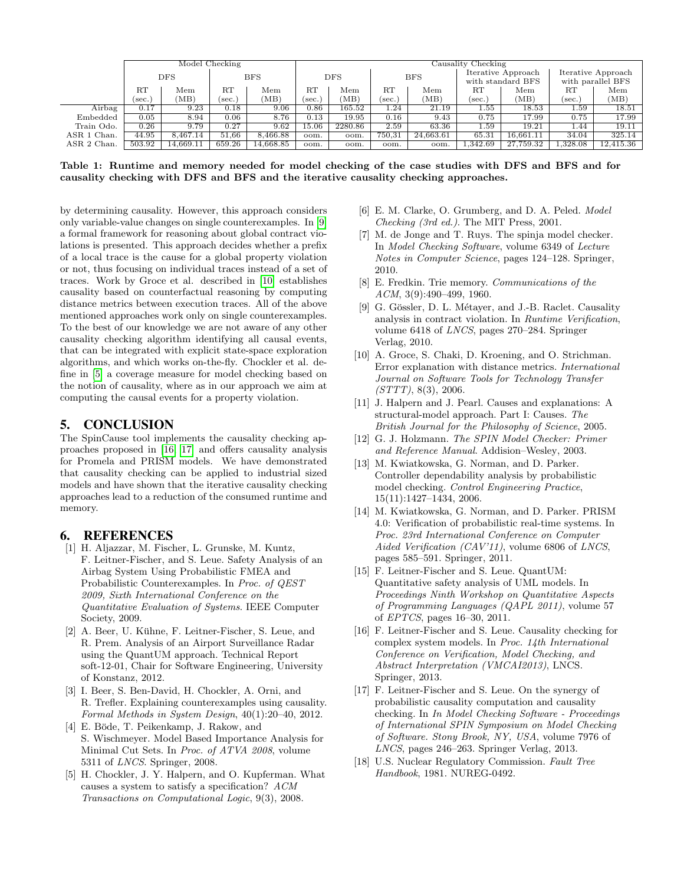| | Model Checking | | | | Causality Checking | | | | | | | |
|---|---|---|---|---|---|---|---|---|---|---|---|---|
| | DFS | | BFS | | DFS | | BFS | | Iterative Approach with standard BFS | | Iterative Approach with parallel BFS | |
| | RT (sec.) | Mem (MB) | RT (sec.) | Mem (MB) | RT (sec.) | Mem (MB) | RT (sec.) | Mem (MB) | RT (sec.) | Mem (MB) | RT (sec.) | Mem (MB) |
| Airbag | 0.17 | 9.23 | 0.18 | 9.06 | 0.86 | 165.52 | 1.24 | 21.19 | 1.55 | 18.53 | 1.59 | 18.51 |
| Embedded | 0.05 | 8.94 | 0.06 | 8.76 | 0.13 | 19.95 | 0.16 | 9.43 | 0.75 | 17.99 | 0.75 | 17.99 |
| Train Odo. | 0.26 | 9.79 | 0.27 | 9.62 | 15.06 | 2280.86 | 2.59 | 63.36 | 1.59 | 19.21 | 1.44 | 19.11 |
| ASR 1 Chan. | 44.95 | 8,467.14 | 51,66 | 8,466.88 | oom. | oom. | 750,31 | 24,663.61 | 65.31 | 16,661.11 | 34.04 | 325.14 |
| ASR 2 Chan. | 503.92 | 14,669.11 | 659.26 | 14,668.85 | oom. | oom. | oom. | oom. | 1,342.69 | 27,759.32 | 1,328.08 | 12,415.36 |

**Table 1: Runtime and memory needed for model checking of the case studies with DFS and BFS and for causality checking with DFS and BFS and the iterative causality checking approaches.**

by determining causality. However, this approach considers only variable-value changes on single counterexamples. In [9] a formal framework for reasoning about global contract violations is presented. This approach decides whether a prefix of a local trace is the cause for a global property violation or not, thus focusing on individual traces instead of a set of traces. Work by Groce et al. described in [10] establishes causality based on counterfactual reasoning by computing distance metrics between execution traces. All of the above mentioned approaches work only on single counterexamples. To the best of our knowledge we are not aware of any other causality checking algorithm identifying all causal events, that can be integrated with explicit state-space exploration algorithms, and which works on-the-fly. Chockler et al. define in [5] a coverage measure for model checking based on the notion of causality, where as in our approach we aim at computing the causal events for a property violation.

## 5. CONCLUSION

The SpinCause tool implements the causality checking approaches proposed in [16] [17] and offers causality analysis for Promela and PRISM models. We have demonstrated that causality checking can be applied to industrial sized models and have shown that the iterative causality checking approaches lead to a reduction of the consumed runtime and memory.

## 6. REFERENCES

[1] H. Aljazzar, M. Fischer, L. Grunske, M. Kuntz, F. Leitner-Fischer, and S. Leue. Safety Analysis of an Airbag System Using Probabilistic FMEA and Probabilistic Counterexamples. In *Proc. of QEST 2009, Sixth International Conference on the Quantitative Evaluation of Systems*. IEEE Computer Society, 2009.

[2] A. Beer, U. Kühne, F. Leitner-Fischer, S. Leue, and R. Prem. Analysis of an Airport Surveillance Radar using the QuantUM approach. Technical Report soft-12-01, Chair for Software Engineering, University of Konstanz, 2012.

[3] I. Beer, S. Ben-David, H. Chockler, A. Orni, and R. Trefler. Explaining counterexamples using causality. *Formal Methods in System Design*, 40(1):20–40, 2012.

[4] E. Böde, T. Peikenkamp, J. Rakow, and S. Wischmeyer. Model Based Importance Analysis for Minimal Cut Sets. In *Proc. of ATVA 2008*, volume 5311 of *LNCS*. Springer, 2008.

[5] H. Chockler, J. Y. Halpern, and O. Kupferman. What causes a system to satisfy a specification? *ACM Transactions on Computational Logic*, 9(3), 2008.

[6] E. M. Clarke, O. Grumberg, and D. A. Peled. *Model Checking (3rd ed.)*. The MIT Press, 2001.

[7] M. de Jonge and T. Ruys. The spinja model checker. In *Model Checking Software*, volume 6349 of *Lecture Notes in Computer Science*, pages 124–128. Springer, 2010.

[8] E. Fredkin. Trie memory. *Communications of the ACM*, 3(9):490–499, 1960.

[9] G. Gössler, D. L. Métayer, and J.-B. Raclet. Causality analysis in contract violation. In *Runtime Verification*, volume 6418 of *LNCS*, pages 270–284. Springer Verlag, 2010.

[10] A. Groce, S. Chaki, D. Kroening, and O. Strichman. Error explanation with distance metrics. *International Journal on Software Tools for Technology Transfer (STTT)*, 8(3), 2006.

[11] J. Halpern and J. Pearl. Causes and explanations: A structural-model approach. Part I: Causes. *The British Journal for the Philosophy of Science*, 2005.

[12] G. J. Holzmann. *The SPIN Model Checker: Primer and Reference Manual*. Addision–Wesley, 2003.

[13] M. Kwiatkowska, G. Norman, and D. Parker. Controller dependability analysis by probabilistic model checking. *Control Engineering Practice*, 15(11):1427–1434, 2006.

[14] M. Kwiatkowska, G. Norman, and D. Parker. PRISM 4.0: Verification of probabilistic real-time systems. In *Proc. 23rd International Conference on Computer Aided Verification (CAV'11)*, volume 6806 of *LNCS*, pages 585–591. Springer, 2011.

[15] F. Leitner-Fischer and S. Leue. QuantUM: Quantitative safety analysis of UML models. In *Proceedings Ninth Workshop on Quantitative Aspects of Programming Languages (QAPL 2011)*, volume 57 of *EPTCS*, pages 16–30, 2011.

[16] F. Leitner-Fischer and S. Leue. Causality checking for complex system models. In *Proc. 14th International Conference on Verification, Model Checking, and Abstract Interpretation (VMCAI2013)*, LNCS. Springer, 2013.

[17] F. Leitner-Fischer and S. Leue. On the synergy of probabilistic causality computation and causality checking. In *In Model Checking Software - Proceedings of International SPIN Symposium on Model Checking of Software. Stony Brook, NY, USA*, volume 7976 of *LNCS*, pages 246–263. Springer Verlag, 2013.

[18] U.S. Nuclear Regulatory Commission. *Fault Tree Handbook*, 1981. NUREG-0492.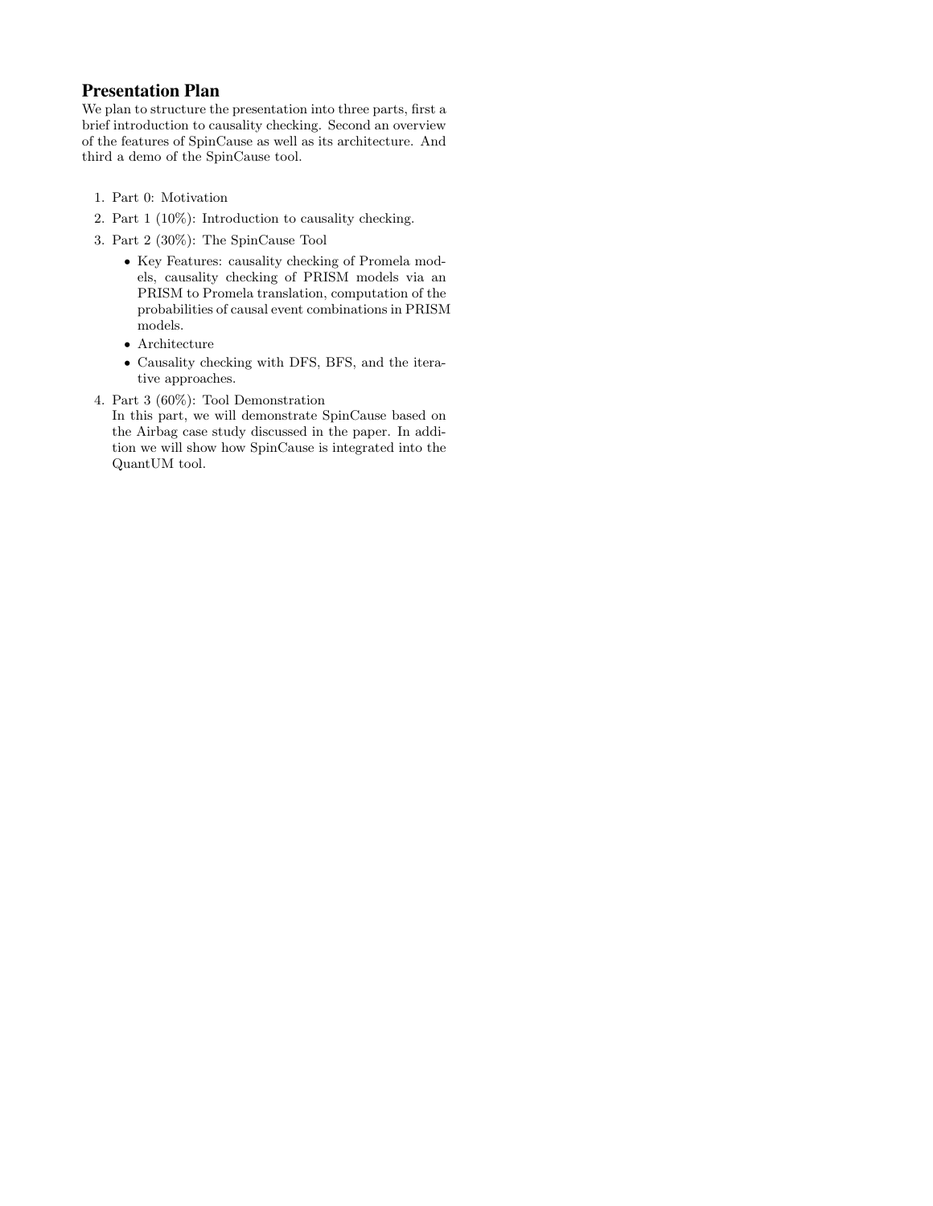## Presentation Plan

We plan to structure the presentation into three parts, first a brief introduction to causality checking. Second an overview of the features of SpinCause as well as its architecture. And third a demo of the SpinCause tool.

1. Part 0: Motivation
2. Part 1 (10%): Introduction to causality checking.
3. Part 2 (30%): The SpinCause Tool
   - Key Features: causality checking of Promela models, causality checking of PRISM models via an PRISM to Promela translation, computation of the probabilities of causal event combinations in PRISM models.
   - Architecture
   - Causality checking with DFS, BFS, and the iterative approaches.
4. Part 3 (60%): Tool Demonstration
   In this part, we will demonstrate SpinCause based on the Airbag case study discussed in the paper. In addition we will show how SpinCause is integrated into the QuantUM tool.